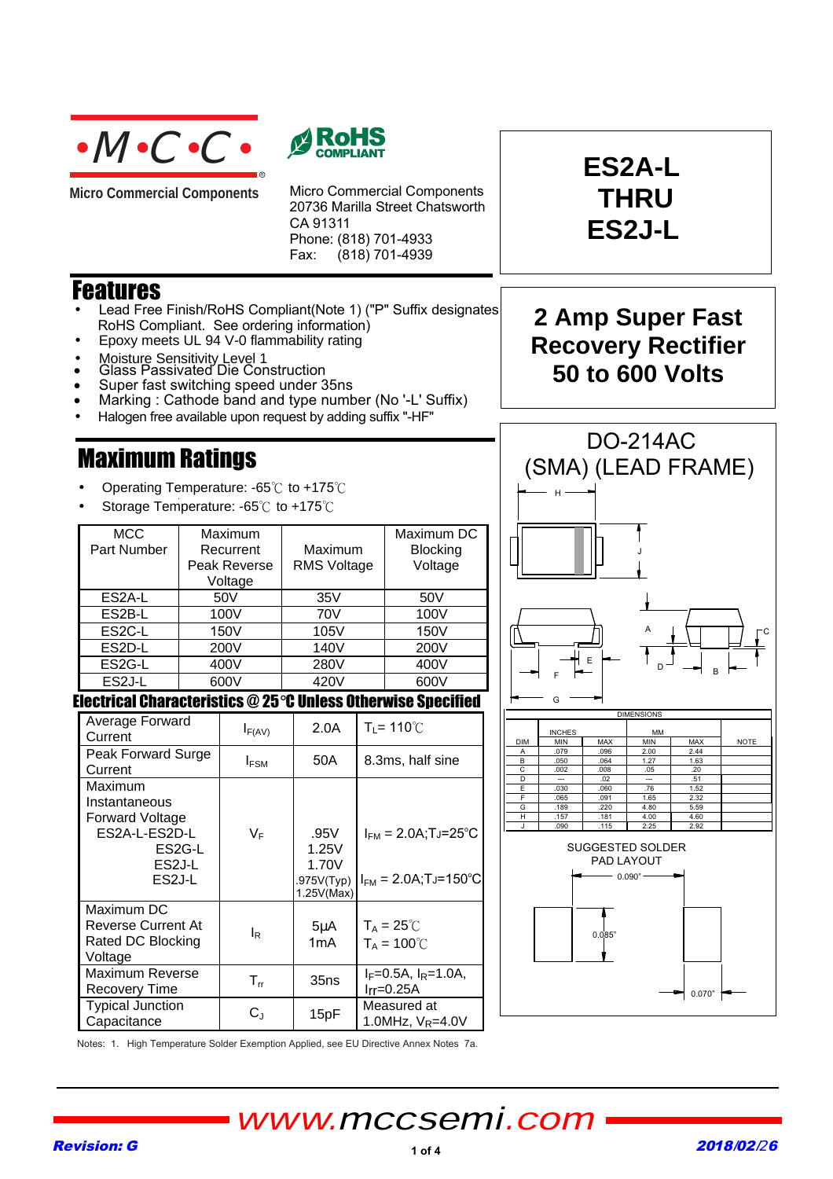**·M·C·C·**

Micro Commercial Components

RoHS COMPLIANT

Micro Commercial Components
20736 Marilla Street Chatsworth
CA 91311
Phone: (818) 701-4933
Fax: (818) 701-4939

# ES2A-L THRU ES2J-L

## 2 Amp Super Fast Recovery Rectifier 50 to 600 Volts

## Features

- Lead Free Finish/RoHS Compliant(Note 1) ("P" Suffix designates RoHS Compliant. See ordering information)
- Epoxy meets UL 94 V-0 flammability rating
- Moisture Sensitivity Level 1
- Glass Passivated Die Construction
- Super fast switching speed under 35ns
- Marking : Cathode band and type number (No '-L' Suffix)
- Halogen free available upon request by adding suffix "-HF"

## Maximum Ratings

- Operating Temperature: -65℃ to +175℃
- Storage Temperature: -65℃ to +175℃

| MCC Part Number | Maximum Recurrent Peak Reverse Voltage | Maximum RMS Voltage | Maximum DC Blocking Voltage |
|---|---|---|---|
| ES2A-L | 50V | 35V | 50V |
| ES2B-L | 100V | 70V | 100V |
| ES2C-L | 150V | 105V | 150V |
| ES2D-L | 200V | 140V | 200V |
| ES2G-L | 400V | 280V | 400V |
| ES2J-L | 600V | 420V | 600V |

## Electrical Characteristics @ 25°C Unless Otherwise Specified

| Parameter | Symbol | Value | Conditions |
|---|---|---|---|
| Average Forward Current | $I_{F(AV)}$ | 2.0A | $T_L$= 110℃ |
| Peak Forward Surge Current | $I_{FSM}$ | 50A | 8.3ms, half sine |
| Maximum Instantaneous Forward Voltage ES2A-L-ES2D-L / ES2G-L / ES2J-L | $V_F$ | .95V / 1.25V / 1.70V | $I_{FM}$ = 2.0A; $T_J$=25°C |
| ES2J-L | | .975V(Typ) / 1.25V(Max) | $I_{FM}$ = 2.0A; $T_J$=150°C |
| Maximum DC Reverse Current At Rated DC Blocking Voltage | $I_R$ | 5μA / 1mA | $T_A$ = 25℃ / $T_A$ = 100℃ |
| Maximum Reverse Recovery Time | $T_{rr}$ | 35ns | $I_F$=0.5A, $I_R$=1.0A, Irr=0.25A |
| Typical Junction Capacitance | $C_J$ | 15pF | Measured at 1.0MHz, $V_R$=4.0V |

Notes: 1. High Temperature Solder Exemption Applied, see EU Directive Annex Notes 7a.

## DO-214AC (SMA) (LEAD FRAME)

| DIM | INCHES MIN | INCHES MAX | MM MIN | MM MAX | NOTE |
|---|---|---|---|---|---|
| A | .079 | .096 | 2.00 | 2.44 | |
| B | .050 | .064 | 1.27 | 1.63 | |
| C | .002 | .008 | .05 | .20 | |
| D | --- | .02 | --- | .51 | |
| E | .030 | .060 | .76 | 1.52 | |
| F | .065 | .091 | 1.65 | 2.32 | |
| G | .189 | .220 | 4.80 | 5.59 | |
| H | .157 | .181 | 4.00 | 4.60 | |
| J | .090 | .115 | 2.25 | 2.92 | |

SUGGESTED SOLDER PAD LAYOUT

0.090"
0.085"
0.070"

www.mccsemi.com

*Revision: G* *2018/02/26*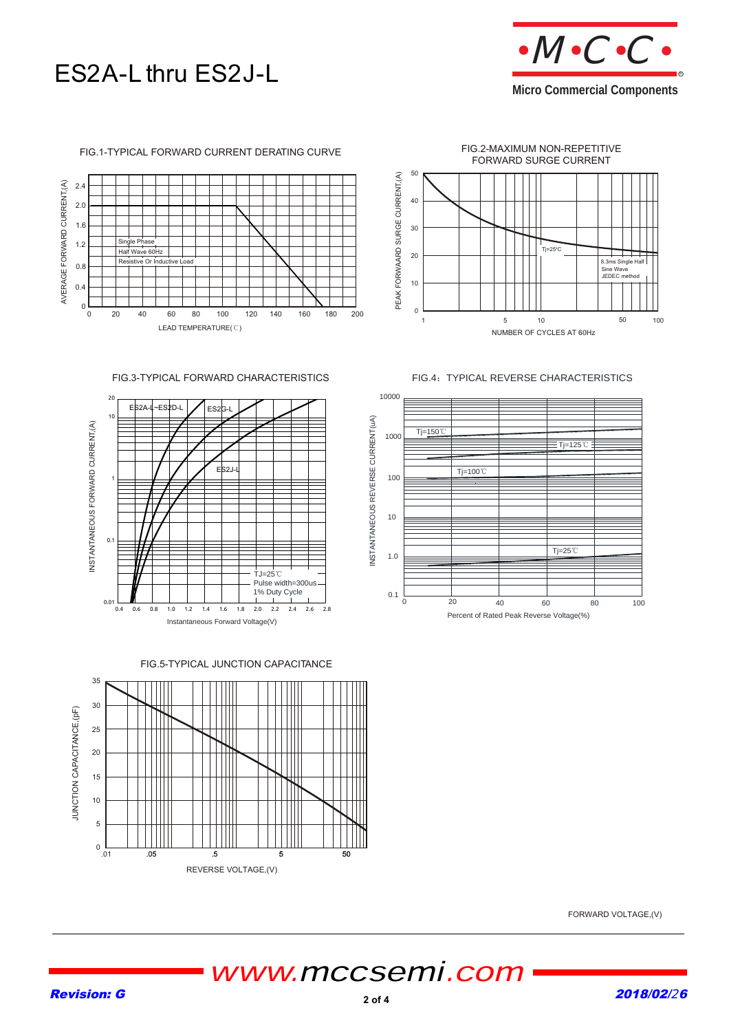# ES2A-L thru ES2J-L

FIG.1-TYPICAL FORWARD CURRENT DERATING CURVE

AVERAGE FORWARD CURRENT,(A)

Single Phase
Half Wave 60Hz
Resistive Or Inductive Load

LEAD TEMPERATURE(℃)

FIG.2-MAXIMUM NON-REPETITIVE FORWARD SURGE CURRENT

PEAK FORWAARD SURGE CURRENT,(A)

Tj=25℃

8.3ms Single Half
Sine Wave
JEDEC method

NUMBER OF CYCLES AT 60Hz

FIG.3-TYPICAL FORWARD CHARACTERISTICS

INSTANTANEOUS FORWARD CURRENT,(A)

ES2A-L~ES2D-L

ES2G-L

ES2J-L

TJ=25℃
Pulse width=300us
1% Duty Cycle

Instantaneous Forward Voltage(V)

FIG.4：TYPICAL REVERSE CHARACTERISTICS

INSTANTANEOUS REVERSE CURRENT(uA)

Tj=150℃

Tj=125℃

Tj=100℃

Tj=25℃

Percent of Rated Peak Reverse Voltage(%)

FIG.5-TYPICAL JUNCTION CAPACITANCE

JUNCTION CAPACITANCE,(pF)

REVERSE VOLTAGE,(V)

FORWARD VOLTAGE,(V)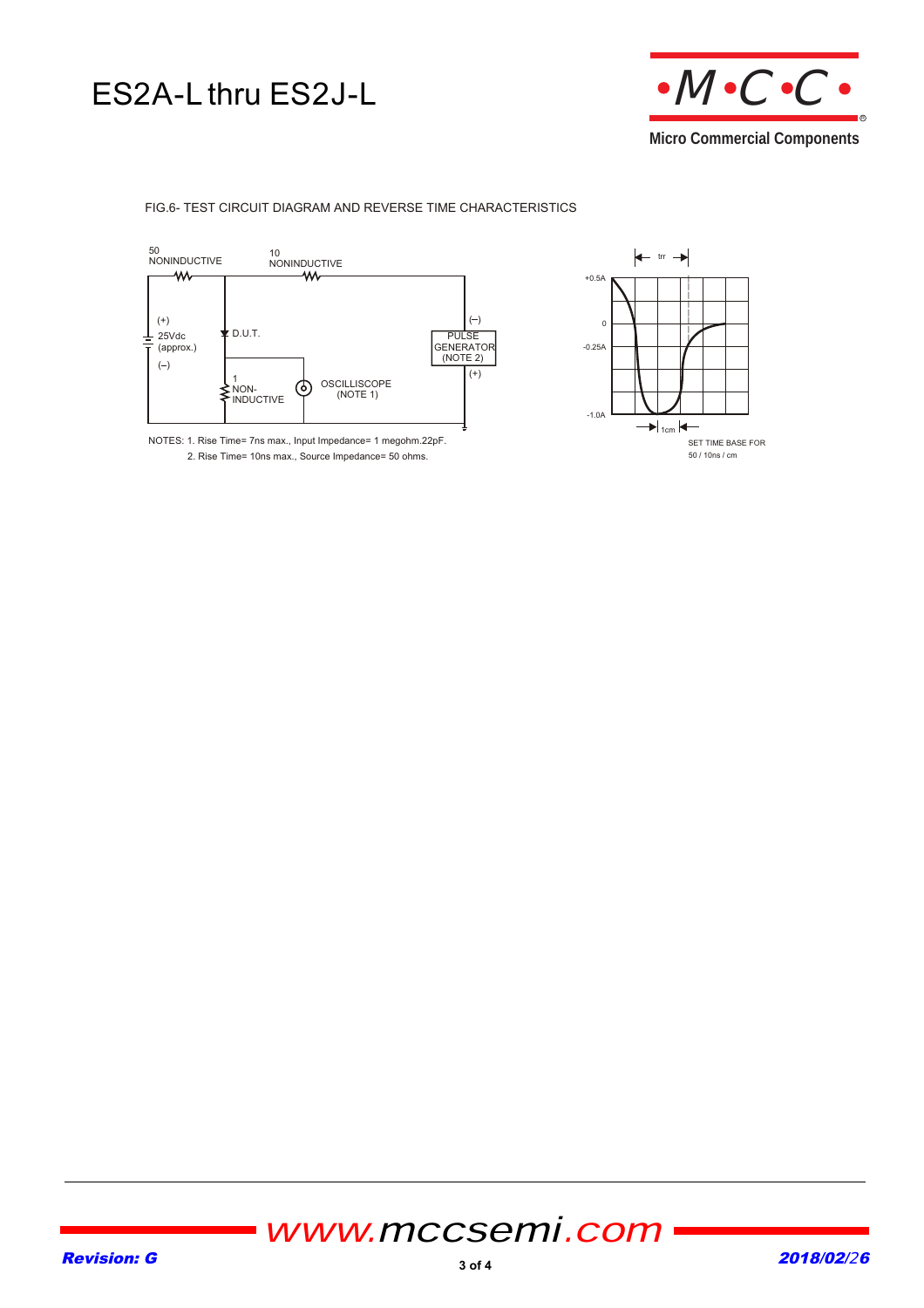FIG.6- TEST CIRCUIT DIAGRAM AND REVERSE TIME CHARACTERISTICS

50 NONINDUCTIVE

10 NONINDUCTIVE

(+) 25Vdc (approx.) (–)

D.U.T.

1 NON-INDUCTIVE

OSCILLISCOPE (NOTE 1)

(–) PULSE GENERATOR (NOTE 2) (+)

trr

+0.5A

0

-0.25A

-1.0A

1cm

SET TIME BASE FOR 50 / 10ns / cm

NOTES: 1. Rise Time= 7ns max., Input Impedance= 1 megohm.22pF.
2. Rise Time= 10ns max., Source Impedance= 50 ohms.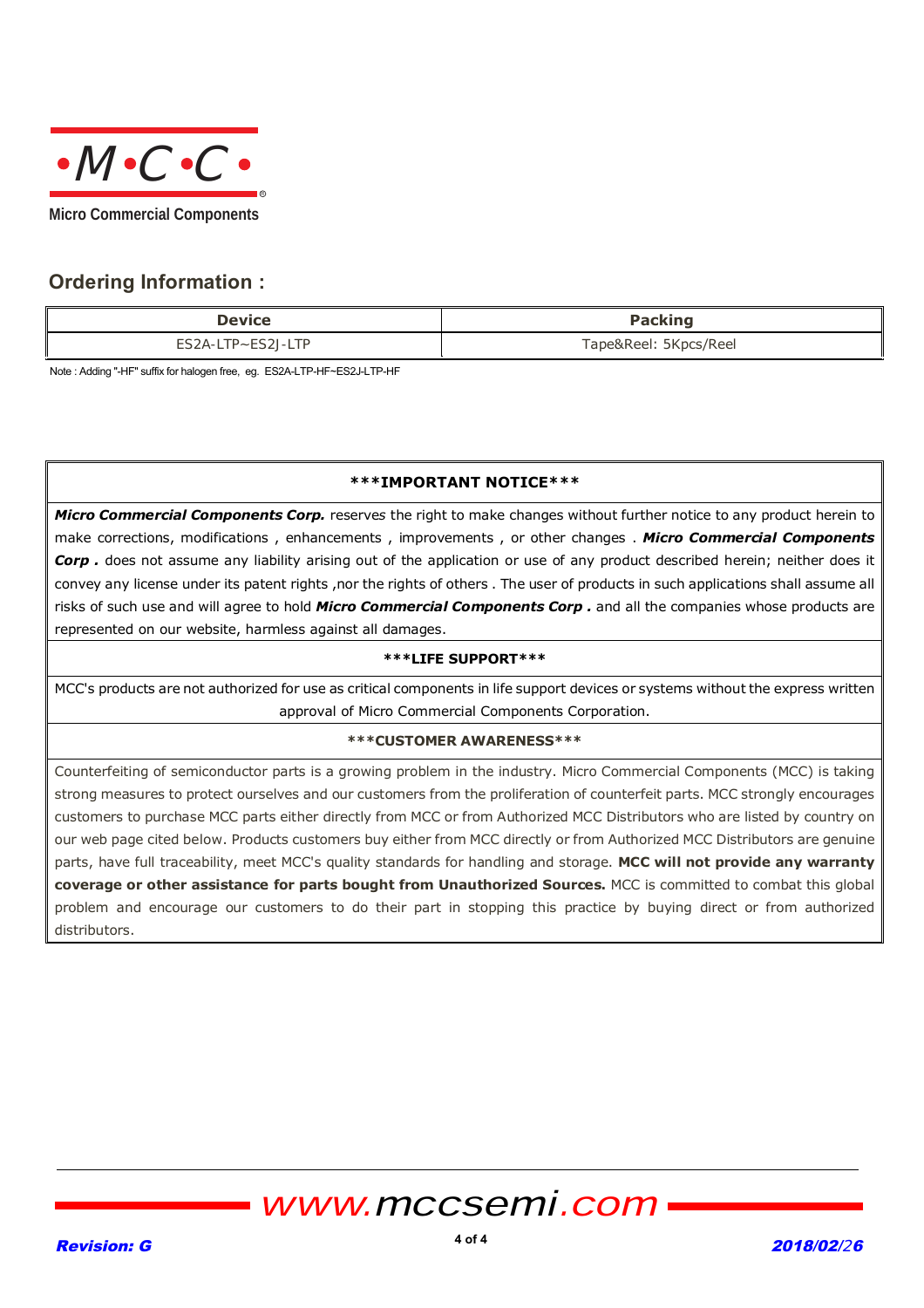•M•C•C•

Micro Commercial Components

## Ordering Information :

| Device | Packing |
|---|---|
| ES2A-LTP~ES2J-LTP | Tape&Reel: 5Kpcs/Reel |

Note : Adding "-HF" suffix for halogen free, eg. ES2A-LTP-HF~ES2J-LTP-HF

### ***IMPORTANT NOTICE***

***Micro Commercial Components Corp.*** reserves the right to make changes without further notice to any product herein to make corrections, modifications , enhancements , improvements , or other changes . ***Micro Commercial Components Corp .*** does not assume any liability arising out of the application or use of any product described herein; neither does it convey any license under its patent rights ,nor the rights of others . The user of products in such applications shall assume all risks of such use and will agree to hold ***Micro Commercial Components Corp .*** and all the companies whose products are represented on our website, harmless against all damages.

### ***LIFE SUPPORT***

MCC's products are not authorized for use as critical components in life support devices or systems without the express written approval of Micro Commercial Components Corporation.

### ***CUSTOMER AWARENESS***

Counterfeiting of semiconductor parts is a growing problem in the industry. Micro Commercial Components (MCC) is taking strong measures to protect ourselves and our customers from the proliferation of counterfeit parts. MCC strongly encourages customers to purchase MCC parts either directly from MCC or from Authorized MCC Distributors who are listed by country on our web page cited below. Products customers buy either from MCC directly or from Authorized MCC Distributors are genuine parts, have full traceability, meet MCC's quality standards for handling and storage. **MCC will not provide any warranty coverage or other assistance for parts bought from Unauthorized Sources.** MCC is committed to combat this global problem and encourage our customers to do their part in stopping this practice by buying direct or from authorized distributors.

www.mccsemi.com

***Revision: G*** ***2018/02/26***